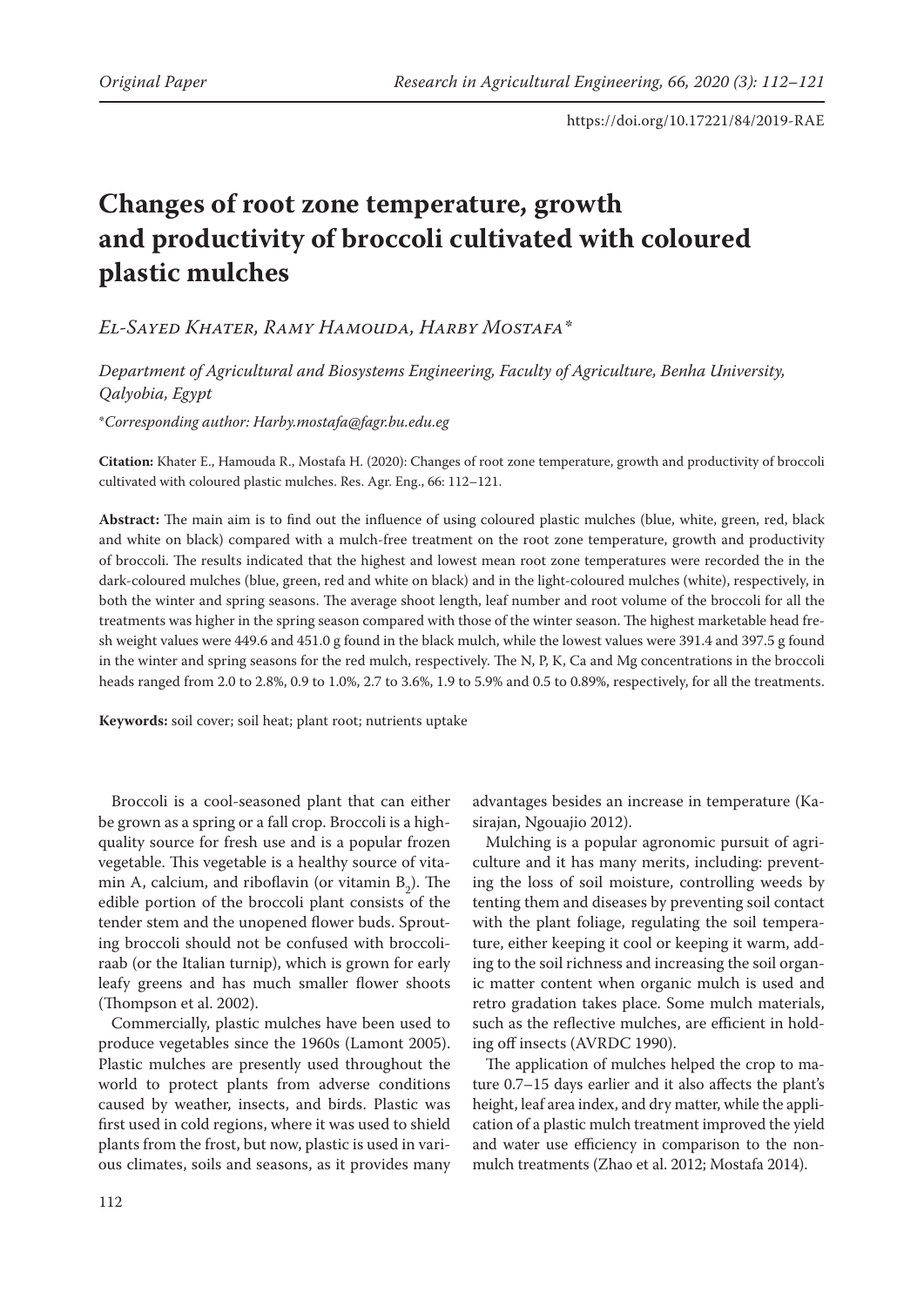# Changes of root zone temperature, growth and productivity of broccoli cultivated with coloured plastic mulches

*El-Sayed Khater, Ramy Hamouda, Harby Mostafa**

*Department of Agricultural and Biosystems Engineering, Faculty of Agriculture, Benha University, Qalyobia, Egypt*

*Corresponding author: Harby.mostafa@fagr.bu.edu.eg

**Citation:** Khater E., Hamouda R., Mostafa H. (2020): Changes of root zone temperature, growth and productivity of broccoli cultivated with coloured plastic mulches. Res. Agr. Eng., 66: 112–121.

**Abstract:** The main aim is to find out the influence of using coloured plastic mulches (blue, white, green, red, black and white on black) compared with a mulch-free treatment on the root zone temperature, growth and productivity of broccoli. The results indicated that the highest and lowest mean root zone temperatures were recorded the in the dark-coloured mulches (blue, green, red and white on black) and in the light-coloured mulches (white), respectively, in both the winter and spring seasons. The average shoot length, leaf number and root volume of the broccoli for all the treatments was higher in the spring season compared with those of the winter season. The highest marketable head fresh weight values were 449.6 and 451.0 g found in the black mulch, while the lowest values were 391.4 and 397.5 g found in the winter and spring seasons for the red mulch, respectively. The N, P, K, Ca and Mg concentrations in the broccoli heads ranged from 2.0 to 2.8%, 0.9 to 1.0%, 2.7 to 3.6%, 1.9 to 5.9% and 0.5 to 0.89%, respectively, for all the treatments.

**Keywords:** soil cover; soil heat; plant root; nutrients uptake

Broccoli is a cool-seasoned plant that can either be grown as a spring or a fall crop. Broccoli is a high-quality source for fresh use and is a popular frozen vegetable. This vegetable is a healthy source of vitamin A, calcium, and riboflavin (or vitamin $B_2$). The edible portion of the broccoli plant consists of the tender stem and the unopened flower buds. Sprouting broccoli should not be confused with broccoli-raab (or the Italian turnip), which is grown for early leafy greens and has much smaller flower shoots (Thompson et al. 2002).

Commercially, plastic mulches have been used to produce vegetables since the 1960s (Lamont 2005). Plastic mulches are presently used throughout the world to protect plants from adverse conditions caused by weather, insects, and birds. Plastic was first used in cold regions, where it was used to shield plants from the frost, but now, plastic is used in various climates, soils and seasons, as it provides many advantages besides an increase in temperature (Kasirajan, Ngouajio 2012).

Mulching is a popular agronomic pursuit of agriculture and it has many merits, including: preventing the loss of soil moisture, controlling weeds by tenting them and diseases by preventing soil contact with the plant foliage, regulating the soil temperature, either keeping it cool or keeping it warm, adding to the soil richness and increasing the soil organic matter content when organic mulch is used and retro gradation takes place. Some mulch materials, such as the reflective mulches, are efficient in holding off insects (AVRDC 1990).

The application of mulches helped the crop to mature 0.7–15 days earlier and it also affects the plant's height, leaf area index, and dry matter, while the application of a plastic mulch treatment improved the yield and water use efficiency in comparison to the non-mulch treatments (Zhao et al. 2012; Mostafa 2014).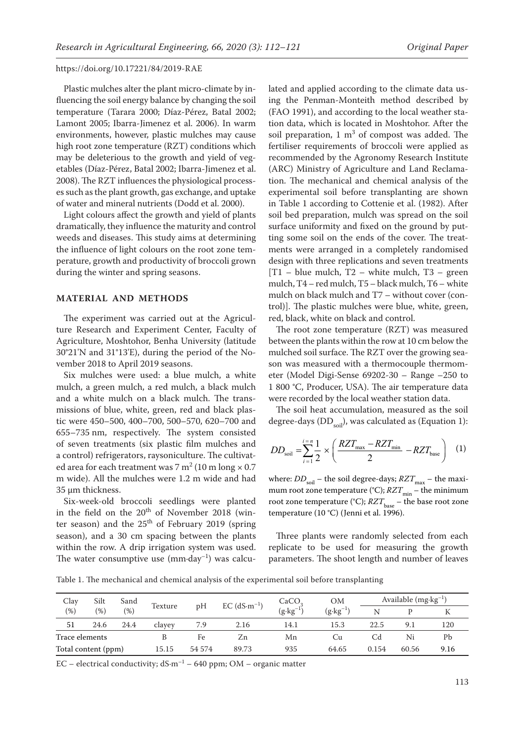Plastic mulches alter the plant micro-climate by influencing the soil energy balance by changing the soil temperature (Tarara 2000; Díaz-Pérez, Batal 2002; Lamont 2005; Ibarra-Jimenez et al. 2006). In warm environments, however, plastic mulches may cause high root zone temperature (RZT) conditions which may be deleterious to the growth and yield of vegetables (Díaz-Pérez, Batal 2002; Ibarra-Jimenez et al. 2008). The RZT influences the physiological processes such as the plant growth, gas exchange, and uptake of water and mineral nutrients (Dodd et al. 2000).

Light colours affect the growth and yield of plants dramatically, they influence the maturity and control weeds and diseases. This study aims at determining the influence of light colours on the root zone temperature, growth and productivity of broccoli grown during the winter and spring seasons.

## MATERIAL AND METHODS

The experiment was carried out at the Agriculture Research and Experiment Center, Faculty of Agriculture, Moshtohor, Benha University (latitude 30°21'N and 31°13'E), during the period of the November 2018 to April 2019 seasons.

Six mulches were used: a blue mulch, a white mulch, a green mulch, a red mulch, a black mulch and a white mulch on a black mulch. The transmissions of blue, white, green, red and black plastic were 450–500, 400–700, 500–570, 620–700 and 655–735 nm, respectively. The system consisted of seven treatments (six plastic film mulches and a control) refrigerators, raysoniculture. The cultivated area for each treatment was 7 $m^2$ (10 m long × 0.7 m wide). All the mulches were 1.2 m wide and had 35 μm thickness.

Six-week-old broccoli seedlings were planted in the field on the 20th of November 2018 (winter season) and the 25th of February 2019 (spring season), and a 30 cm spacing between the plants within the row. A drip irrigation system was used. The water consumptive use (mm·day$^{-1}$) was calculated and applied according to the climate data using the Penman-Monteith method described by (FAO 1991), and according to the local weather station data, which is located in Moshtohor. After the soil preparation, 1 $m^3$ of compost was added. The fertiliser requirements of broccoli were applied as recommended by the Agronomy Research Institute (ARC) Ministry of Agriculture and Land Reclamation. The mechanical and chemical analysis of the experimental soil before transplanting are shown in Table 1 according to Cottenie et al. (1982). After soil bed preparation, mulch was spread on the soil surface uniformity and fixed on the ground by putting some soil on the ends of the cover. The treatments were arranged in a completely randomised design with three replications and seven treatments [T1 – blue mulch, T2 – white mulch, T3 – green mulch, T4 – red mulch, T5 – black mulch, T6 – white mulch on black mulch and T7 – without cover (control)]. The plastic mulches were blue, white, green, red, black, white on black and control.

The root zone temperature (RZT) was measured between the plants within the row at 10 cm below the mulched soil surface. The RZT over the growing season was measured with a thermocouple thermometer (Model Digi-Sense 69202-30 – Range –250 to 1 800 °C, Producer, USA). The air temperature data were recorded by the local weather station data.

The soil heat accumulation, measured as the soil degree-days ($DD_{soil}$), was calculated as (Equation 1):

$$DD_{soil} = \sum_{i=1}^{i=n} \frac{1}{2} \times \left( \frac{RZT_{max} - RZT_{min}}{2} - RZT_{base} \right) \quad (1)$$

where: $DD_{soil}$ – the soil degree-days; $RZT_{max}$ – the maximum root zone temperature (°C); $RZT_{min}$ – the minimum root zone temperature (°C); $RZT_{base}$ – the base root zone temperature (10 °C) (Jenni et al. 1996).

Three plants were randomly selected from each replicate to be used for measuring the growth parameters. The shoot length and number of leaves

Table 1. The mechanical and chemical analysis of the experimental soil before transplanting

| Clay (%) | Silt (%) | Sand (%) | Texture | pH | EC (dS·m$^{-1}$) | $CaCO_3$ (g·kg$^{-1}$) | OM (g·kg$^{-1}$) | Available (mg·kg$^{-1}$) | | |
|---|---|---|---|---|---|---|---|---|---|---|
| | | | | | | | | N | P | K |
| 51 | 24.6 | 24.4 | clayey | 7.9 | 2.16 | 14.1 | 15.3 | 22.5 | 9.1 | 120 |
| Trace elements | | | B | Fe | Zn | Mn | Cu | Cd | Ni | Pb |
| Total content (ppm) | | | 15.15 | 54 574 | 89.73 | 935 | 64.65 | 0.154 | 60.56 | 9.16 |

EC – electrical conductivity; dS·m$^{-1}$ – 640 ppm; OM – organic matter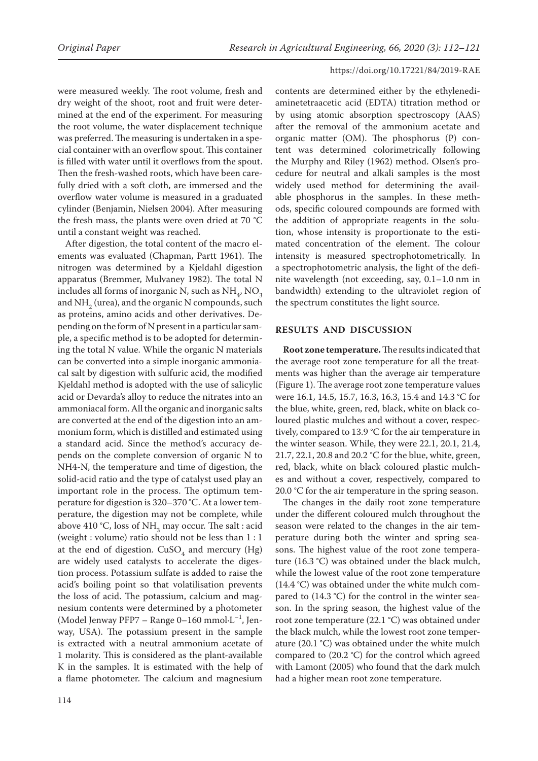were measured weekly. The root volume, fresh and dry weight of the shoot, root and fruit were determined at the end of the experiment. For measuring the root volume, the water displacement technique was preferred. The measuring is undertaken in a special container with an overflow spout. This container is filled with water until it overflows from the spout. Then the fresh-washed roots, which have been carefully dried with a soft cloth, are immersed and the overflow water volume is measured in a graduated cylinder (Benjamin, Nielsen 2004). After measuring the fresh mass, the plants were oven dried at 70 °C until a constant weight was reached.

After digestion, the total content of the macro elements was evaluated (Chapman, Partt 1961). The nitrogen was determined by a Kjeldahl digestion apparatus (Bremmer, Mulvaney 1982). The total N includes all forms of inorganic N, such as $NH_4$, $NO_3$ and $NH_2$ (urea), and the organic N compounds, such as proteins, amino acids and other derivatives. Depending on the form of N present in a particular sample, a specific method is to be adopted for determining the total N value. While the organic N materials can be converted into a simple inorganic ammoniacal salt by digestion with sulfuric acid, the modified Kjeldahl method is adopted with the use of salicylic acid or Devarda's alloy to reduce the nitrates into an ammoniacal form. All the organic and inorganic salts are converted at the end of the digestion into an ammonium form, which is distilled and estimated using a standard acid. Since the method's accuracy depends on the complete conversion of organic N to NH4-N, the temperature and time of digestion, the solid-acid ratio and the type of catalyst used play an important role in the process. The optimum temperature for digestion is 320–370 °C. At a lower temperature, the digestion may not be complete, while above 410 °C, loss of $NH_3$ may occur. The salt : acid (weight : volume) ratio should not be less than 1 : 1 at the end of digestion. $CuSO_4$ and mercury (Hg) are widely used catalysts to accelerate the digestion process. Potassium sulfate is added to raise the acid's boiling point so that volatilisation prevents the loss of acid. The potassium, calcium and magnesium contents were determined by a photometer (Model Jenway PFP7 – Range 0–160 mmol·L$^{-1}$, Jenway, USA). The potassium present in the sample is extracted with a neutral ammonium acetate of 1 molarity. This is considered as the plant-available K in the samples. It is estimated with the help of a flame photometer. The calcium and magnesium contents are determined either by the ethylenediaminetetraacetic acid (EDTA) titration method or by using atomic absorption spectroscopy (AAS) after the removal of the ammonium acetate and organic matter (OM). The phosphorus (P) content was determined colorimetrically following the Murphy and Riley (1962) method. Olsen's procedure for neutral and alkali samples is the most widely used method for determining the available phosphorus in the samples. In these methods, specific coloured compounds are formed with the addition of appropriate reagents in the solution, whose intensity is proportionate to the estimated concentration of the element. The colour intensity is measured spectrophotometrically. In a spectrophotometric analysis, the light of the definite wavelength (not exceeding, say, 0.1–1.0 nm in bandwidth) extending to the ultraviolet region of the spectrum constitutes the light source.

## RESULTS AND DISCUSSION

**Root zone temperature.** The results indicated that the average root zone temperature for all the treatments was higher than the average air temperature (Figure 1). The average root zone temperature values were 16.1, 14.5, 15.7, 16.3, 16.3, 15.4 and 14.3 °C for the blue, white, green, red, black, white on black coloured plastic mulches and without a cover, respectively, compared to 13.9 °C for the air temperature in the winter season. While, they were 22.1, 20.1, 21.4, 21.7, 22.1, 20.8 and 20.2 °C for the blue, white, green, red, black, white on black coloured plastic mulches and without a cover, respectively, compared to 20.0 °C for the air temperature in the spring season.

The changes in the daily root zone temperature under the different coloured mulch throughout the season were related to the changes in the air temperature during both the winter and spring seasons. The highest value of the root zone temperature (16.3 °C) was obtained under the black mulch, while the lowest value of the root zone temperature (14.4 °C) was obtained under the white mulch compared to (14.3 °C) for the control in the winter season. In the spring season, the highest value of the root zone temperature (22.1 °C) was obtained under the black mulch, while the lowest root zone temperature (20.1 °C) was obtained under the white mulch compared to (20.2 °C) for the control which agreed with Lamont (2005) who found that the dark mulch had a higher mean root zone temperature.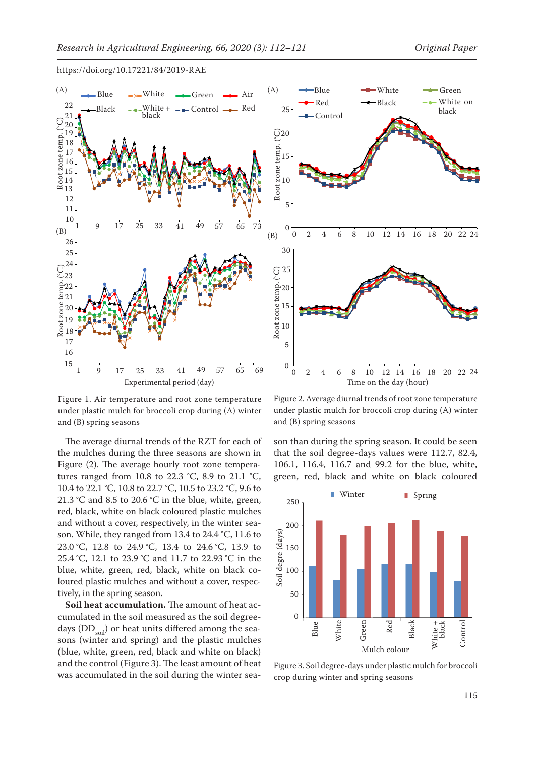https://doi.org/10.17221/84/2019-RAE

Figure 1. Air temperature and root zone temperature under plastic mulch for broccoli crop during (A) winter and (B) spring seasons

Figure 2. Average diurnal trends of root zone temperature under plastic mulch for broccoli crop during (A) winter and (B) spring seasons

The average diurnal trends of the RZT for each of the mulches during the three seasons are shown in Figure (2). The average hourly root zone temperatures ranged from 10.8 to 22.3 °C, 8.9 to 21.1 °C, 10.4 to 22.1 °C, 10.8 to 22.7 °C, 10.5 to 23.2 °C, 9.6 to 21.3 °C and 8.5 to 20.6 °C in the blue, white, green, red, black, white on black coloured plastic mulches and without a cover, respectively, in the winter season. While, they ranged from 13.4 to 24.4 °C, 11.6 to 23.0 °C, 12.8 to 24.9 °C, 13.4 to 24.6 °C, 13.9 to 25.4 °C, 12.1 to 23.9 °C and 11.7 to 22.93 °C in the blue, white, green, red, black, white on black coloured plastic mulches and without a cover, respectively, in the spring season.

**Soil heat accumulation.** The amount of heat accumulated in the soil measured as the soil degree-days ($DD_{soil}$) or heat units differed among the seasons (winter and spring) and the plastic mulches (blue, white, green, red, black and white on black) and the control (Figure 3). The least amount of heat was accumulated in the soil during the winter season than during the spring season. It could be seen that the soil degree-days values were 112.7, 82.4, 106.1, 116.4, 116.7 and 99.2 for the blue, white, green, red, black and white on black coloured

Figure 3. Soil degree-days under plastic mulch for broccoli crop during winter and spring seasons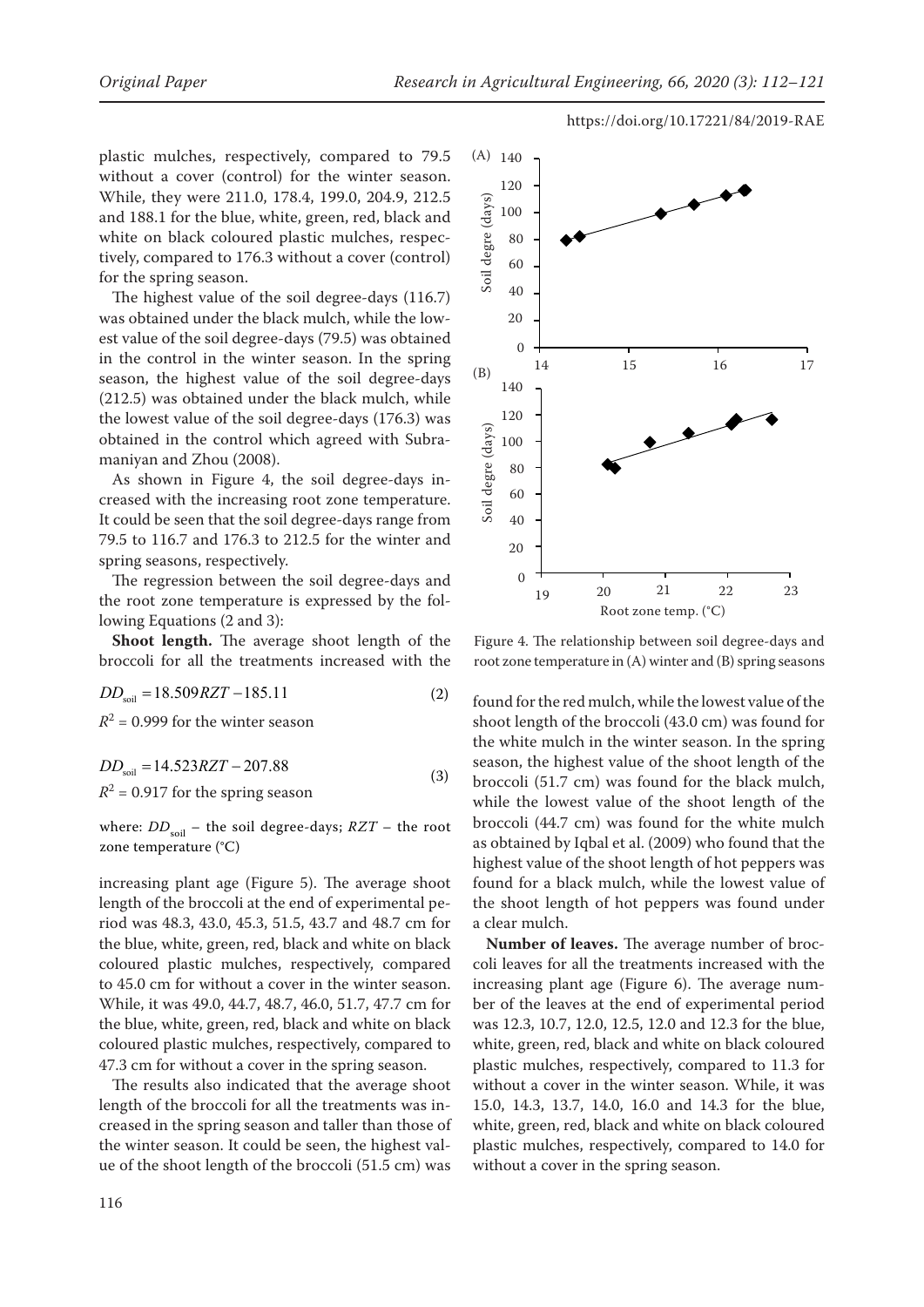plastic mulches, respectively, compared to 79.5 without a cover (control) for the winter season. While, they were 211.0, 178.4, 199.0, 204.9, 212.5 and 188.1 for the blue, white, green, red, black and white on black coloured plastic mulches, respectively, compared to 176.3 without a cover (control) for the spring season.

The highest value of the soil degree-days (116.7) was obtained under the black mulch, while the lowest value of the soil degree-days (79.5) was obtained in the control in the winter season. In the spring season, the highest value of the soil degree-days (212.5) was obtained under the black mulch, while the lowest value of the soil degree-days (176.3) was obtained in the control which agreed with Subramaniyan and Zhou (2008).

As shown in Figure 4, the soil degree-days increased with the increasing root zone temperature. It could be seen that the soil degree-days range from 79.5 to 116.7 and 176.3 to 212.5 for the winter and spring seasons, respectively.

The regression between the soil degree-days and the root zone temperature is expressed by the following Equations (2 and 3):

$$DD_{soil} = 18.509RZT - 185.11 \tag{2}$$

$R^2 = 0.999$ for the winter season

$$DD_{soil} = 14.523RZT - 207.88 \tag{3}$$

$R^2 = 0.917$ for the spring season

where: $DD_{soil}$ – the soil degree-days; $RZT$ – the root zone temperature (°C)

Figure 4. The relationship between soil degree-days and root zone temperature in (A) winter and (B) spring seasons

**Shoot length.** The average shoot length of the broccoli for all the treatments increased with the increasing plant age (Figure 5). The average shoot length of the broccoli at the end of experimental period was 48.3, 43.0, 45.3, 51.5, 43.7 and 48.7 cm for the blue, white, green, red, black and white on black coloured plastic mulches, respectively, compared to 45.0 cm for without a cover in the winter season. While, it was 49.0, 44.7, 48.7, 46.0, 51.7, 47.7 cm for the blue, white, green, red, black and white on black coloured plastic mulches, respectively, compared to 47.3 cm for without a cover in the spring season.

The results also indicated that the average shoot length of the broccoli for all the treatments was increased in the spring season and taller than those of the winter season. It could be seen, the highest value of the shoot length of the broccoli (51.5 cm) was found for the red mulch, while the lowest value of the shoot length of the broccoli (43.0 cm) was found for the white mulch in the winter season. In the spring season, the highest value of the shoot length of the broccoli (51.7 cm) was found for the black mulch, while the lowest value of the shoot length of the broccoli (44.7 cm) was found for the white mulch as obtained by Iqbal et al. (2009) who found that the highest value of the shoot length of hot peppers was found for a black mulch, while the lowest value of the shoot length of hot peppers was found under a clear mulch.

**Number of leaves.** The average number of broccoli leaves for all the treatments increased with the increasing plant age (Figure 6). The average number of the leaves at the end of experimental period was 12.3, 10.7, 12.0, 12.5, 12.0 and 12.3 for the blue, white, green, red, black and white on black coloured plastic mulches, respectively, compared to 11.3 for without a cover in the winter season. While, it was 15.0, 14.3, 13.7, 14.0, 16.0 and 14.3 for the blue, white, green, red, black and white on black coloured plastic mulches, respectively, compared to 14.0 for without a cover in the spring season.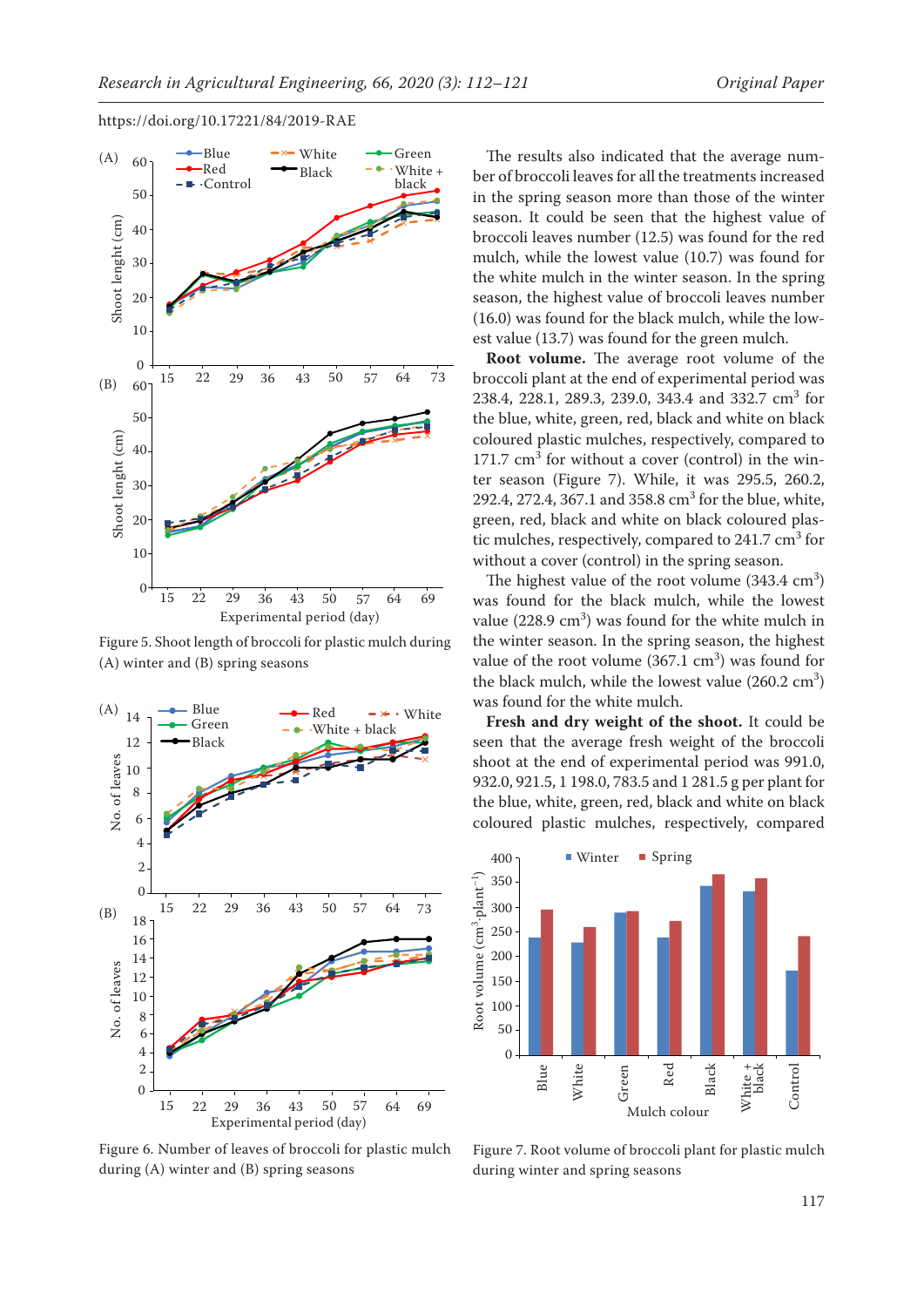Figure 5. Shoot length of broccoli for plastic mulch during (A) winter and (B) spring seasons

Figure 6. Number of leaves of broccoli for plastic mulch during (A) winter and (B) spring seasons

The results also indicated that the average number of broccoli leaves for all the treatments increased in the spring season more than those of the winter season. It could be seen that the highest value of broccoli leaves number (12.5) was found for the red mulch, while the lowest value (10.7) was found for the white mulch in the winter season. In the spring season, the highest value of broccoli leaves number (16.0) was found for the black mulch, while the lowest value (13.7) was found for the green mulch.

**Root volume.** The average root volume of the broccoli plant at the end of experimental period was 238.4, 228.1, 289.3, 239.0, 343.4 and 332.7 $cm^3$ for the blue, white, green, red, black and white on black coloured plastic mulches, respectively, compared to 171.7 $cm^3$ for without a cover (control) in the winter season (Figure 7). While, it was 295.5, 260.2, 292.4, 272.4, 367.1 and 358.8 $cm^3$ for the blue, white, green, red, black and white on black coloured plastic mulches, respectively, compared to 241.7 $cm^3$ for without a cover (control) in the spring season.

The highest value of the root volume (343.4 $cm^3$) was found for the black mulch, while the lowest value (228.9 $cm^3$) was found for the white mulch in the winter season. In the spring season, the highest value of the root volume (367.1 $cm^3$) was found for the black mulch, while the lowest value (260.2 $cm^3$) was found for the white mulch.

**Fresh and dry weight of the shoot.** It could be seen that the average fresh weight of the broccoli shoot at the end of experimental period was 991.0, 932.0, 921.5, 1 198.0, 783.5 and 1 281.5 g per plant for the blue, white, green, red, black and white on black coloured plastic mulches, respectively, compared

Figure 7. Root volume of broccoli plant for plastic mulch during winter and spring seasons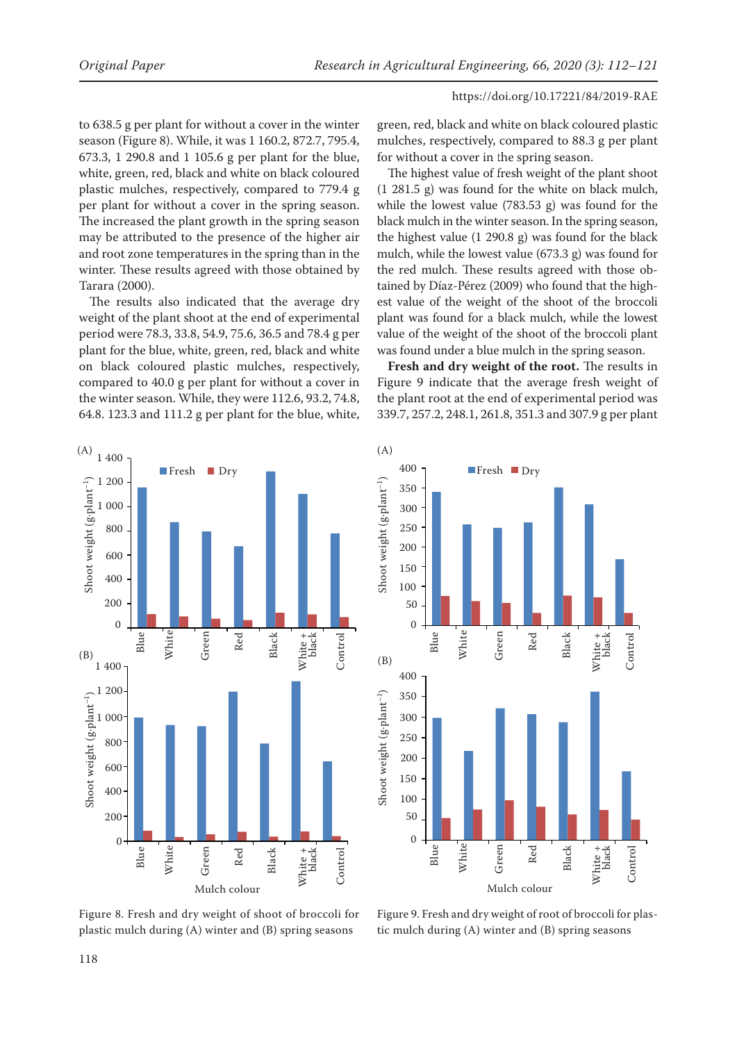to 638.5 g per plant for without a cover in the winter season (Figure 8). While, it was 1 160.2, 872.7, 795.4, 673.3, 1 290.8 and 1 105.6 g per plant for the blue, white, green, red, black and white on black coloured plastic mulches, respectively, compared to 779.4 g per plant for without a cover in the spring season. The increased the plant growth in the spring season may be attributed to the presence of the higher air and root zone temperatures in the spring than in the winter. These results agreed with those obtained by Tarara (2000).

The results also indicated that the average dry weight of the plant shoot at the end of experimental period were 78.3, 33.8, 54.9, 75.6, 36.5 and 78.4 g per plant for the blue, white, green, red, black and white on black coloured plastic mulches, respectively, compared to 40.0 g per plant for without a cover in the winter season. While, they were 112.6, 93.2, 74.8, 64.8. 123.3 and 111.2 g per plant for the blue, white, green, red, black and white on black coloured plastic mulches, respectively, compared to 88.3 g per plant for without a cover in the spring season.

The highest value of fresh weight of the plant shoot (1 281.5 g) was found for the white on black mulch, while the lowest value (783.53 g) was found for the black mulch in the winter season. In the spring season, the highest value (1 290.8 g) was found for the black mulch, while the lowest value (673.3 g) was found for the red mulch. These results agreed with those obtained by Díaz-Pérez (2009) who found that the highest value of the weight of the shoot of the broccoli plant was found for a black mulch, while the lowest value of the weight of the shoot of the broccoli plant was found under a blue mulch in the spring season.

**Fresh and dry weight of the root.** The results in Figure 9 indicate that the average fresh weight of the plant root at the end of experimental period was 339.7, 257.2, 248.1, 261.8, 351.3 and 307.9 g per plant

Figure 8. Fresh and dry weight of shoot of broccoli for plastic mulch during (A) winter and (B) spring seasons

Figure 9. Fresh and dry weight of root of broccoli for plastic mulch during (A) winter and (B) spring seasons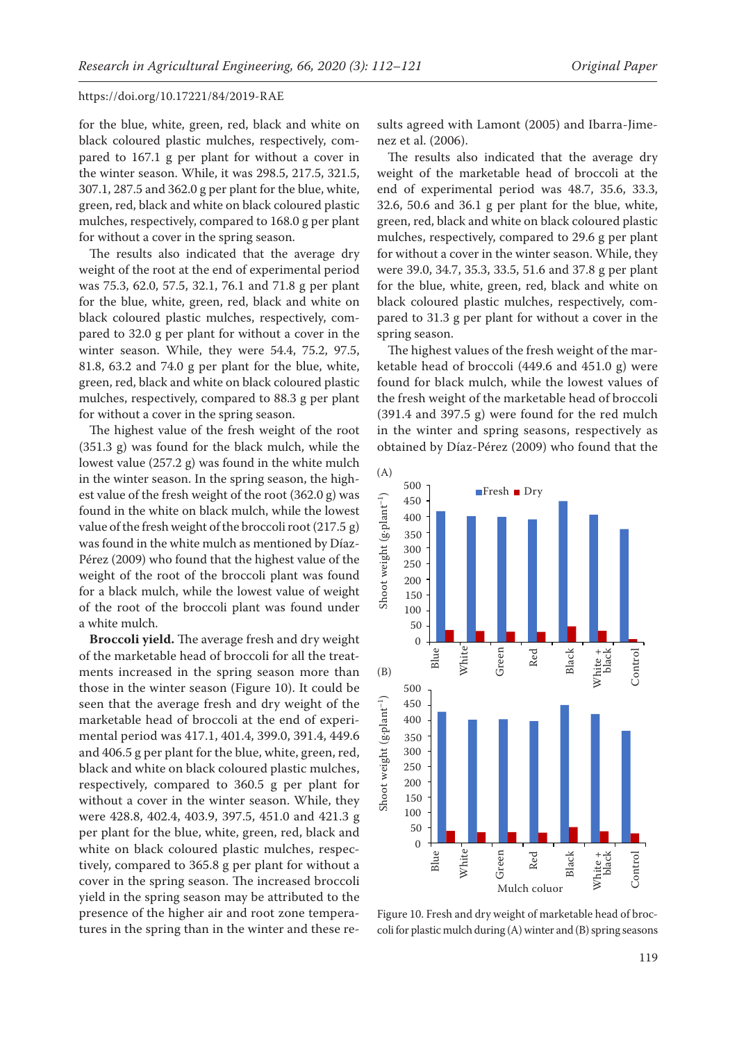for the blue, white, green, red, black and white on black coloured plastic mulches, respectively, compared to 167.1 g per plant for without a cover in the winter season. While, it was 298.5, 217.5, 321.5, 307.1, 287.5 and 362.0 g per plant for the blue, white, green, red, black and white on black coloured plastic mulches, respectively, compared to 168.0 g per plant for without a cover in the spring season.

The results also indicated that the average dry weight of the root at the end of experimental period was 75.3, 62.0, 57.5, 32.1, 76.1 and 71.8 g per plant for the blue, white, green, red, black and white on black coloured plastic mulches, respectively, compared to 32.0 g per plant for without a cover in the winter season. While, they were 54.4, 75.2, 97.5, 81.8, 63.2 and 74.0 g per plant for the blue, white, green, red, black and white on black coloured plastic mulches, respectively, compared to 88.3 g per plant for without a cover in the spring season.

The highest value of the fresh weight of the root (351.3 g) was found for the black mulch, while the lowest value (257.2 g) was found in the white mulch in the winter season. In the spring season, the highest value of the fresh weight of the root (362.0 g) was found in the white on black mulch, while the lowest value of the fresh weight of the broccoli root (217.5 g) was found in the white mulch as mentioned by Díaz-Pérez (2009) who found that the highest value of the weight of the root of the broccoli plant was found for a black mulch, while the lowest value of weight of the root of the broccoli plant was found under a white mulch.

**Broccoli yield.** The average fresh and dry weight of the marketable head of broccoli for all the treatments increased in the spring season more than those in the winter season (Figure 10). It could be seen that the average fresh and dry weight of the marketable head of broccoli at the end of experimental period was 417.1, 401.4, 399.0, 391.4, 449.6 and 406.5 g per plant for the blue, white, green, red, black and white on black coloured plastic mulches, respectively, compared to 360.5 g per plant for without a cover in the winter season. While, they were 428.8, 402.4, 403.9, 397.5, 451.0 and 421.3 g per plant for the blue, white, green, red, black and white on black coloured plastic mulches, respectively, compared to 365.8 g per plant for without a cover in the spring season. The increased broccoli yield in the spring season may be attributed to the presence of the higher air and root zone temperatures in the spring than in the winter and these results agreed with Lamont (2005) and Ibarra-Jimenez et al. (2006).

The results also indicated that the average dry weight of the marketable head of broccoli at the end of experimental period was 48.7, 35.6, 33.3, 32.6, 50.6 and 36.1 g per plant for the blue, white, green, red, black and white on black coloured plastic mulches, respectively, compared to 29.6 g per plant for without a cover in the winter season. While, they were 39.0, 34.7, 35.3, 33.5, 51.6 and 37.8 g per plant for the blue, white, green, red, black and white on black coloured plastic mulches, respectively, compared to 31.3 g per plant for without a cover in the spring season.

The highest values of the fresh weight of the marketable head of broccoli (449.6 and 451.0 g) were found for black mulch, while the lowest values of the fresh weight of the marketable head of broccoli (391.4 and 397.5 g) were found for the red mulch in the winter and spring seasons, respectively as obtained by Díaz-Pérez (2009) who found that the

Figure 10. Fresh and dry weight of marketable head of broccoli for plastic mulch during (A) winter and (B) spring seasons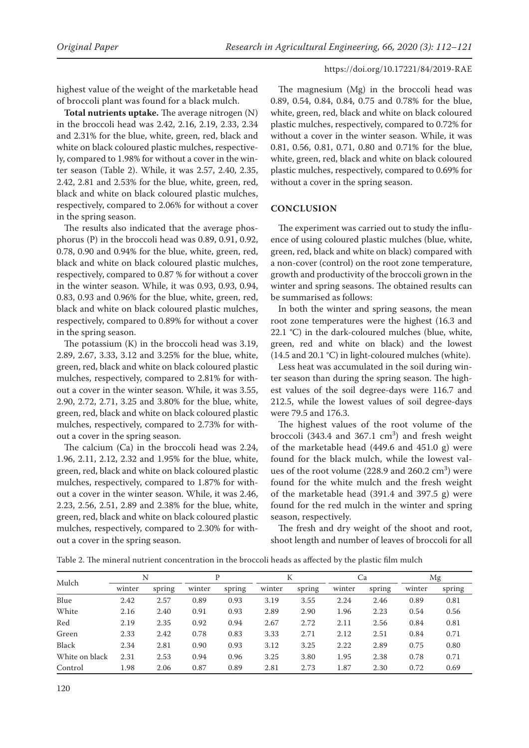highest value of the weight of the marketable head of broccoli plant was found for a black mulch.

**Total nutrients uptake.** The average nitrogen (N) in the broccoli head was 2.42, 2.16, 2.19, 2.33, 2.34 and 2.31% for the blue, white, green, red, black and white on black coloured plastic mulches, respectively, compared to 1.98% for without a cover in the winter season (Table 2). While, it was 2.57, 2.40, 2.35, 2.42, 2.81 and 2.53% for the blue, white, green, red, black and white on black coloured plastic mulches, respectively, compared to 2.06% for without a cover in the spring season.

The results also indicated that the average phosphorus (P) in the broccoli head was 0.89, 0.91, 0.92, 0.78, 0.90 and 0.94% for the blue, white, green, red, black and white on black coloured plastic mulches, respectively, compared to 0.87 % for without a cover in the winter season. While, it was 0.93, 0.93, 0.94, 0.83, 0.93 and 0.96% for the blue, white, green, red, black and white on black coloured plastic mulches, respectively, compared to 0.89% for without a cover in the spring season.

The potassium (K) in the broccoli head was 3.19, 2.89, 2.67, 3.33, 3.12 and 3.25% for the blue, white, green, red, black and white on black coloured plastic mulches, respectively, compared to 2.81% for without a cover in the winter season. While, it was 3.55, 2.90, 2.72, 2.71, 3.25 and 3.80% for the blue, white, green, red, black and white on black coloured plastic mulches, respectively, compared to 2.73% for without a cover in the spring season.

The calcium (Ca) in the broccoli head was 2.24, 1.96, 2.11, 2.12, 2.32 and 1.95% for the blue, white, green, red, black and white on black coloured plastic mulches, respectively, compared to 1.87% for without a cover in the winter season. While, it was 2.46, 2.23, 2.56, 2.51, 2.89 and 2.38% for the blue, white, green, red, black and white on black coloured plastic mulches, respectively, compared to 2.30% for without a cover in the spring season.

The magnesium (Mg) in the broccoli head was 0.89, 0.54, 0.84, 0.84, 0.75 and 0.78% for the blue, white, green, red, black and white on black coloured plastic mulches, respectively, compared to 0.72% for without a cover in the winter season. While, it was 0.81, 0.56, 0.81, 0.71, 0.80 and 0.71% for the blue, white, green, red, black and white on black coloured plastic mulches, respectively, compared to 0.69% for without a cover in the spring season.

## CONCLUSION

The experiment was carried out to study the influence of using coloured plastic mulches (blue, white, green, red, black and white on black) compared with a non-cover (control) on the root zone temperature, growth and productivity of the broccoli grown in the winter and spring seasons. The obtained results can be summarised as follows:

In both the winter and spring seasons, the mean root zone temperatures were the highest (16.3 and 22.1 °C) in the dark-coloured mulches (blue, white, green, red and white on black) and the lowest (14.5 and 20.1 °C) in light-coloured mulches (white).

Less heat was accumulated in the soil during winter season than during the spring season. The highest values of the soil degree-days were 116.7 and 212.5, while the lowest values of soil degree-days were 79.5 and 176.3.

The highest values of the root volume of the broccoli (343.4 and 367.1 cm$^3$) and fresh weight of the marketable head (449.6 and 451.0 g) were found for the black mulch, while the lowest values of the root volume (228.9 and 260.2 cm$^3$) were found for the white mulch and the fresh weight of the marketable head (391.4 and 397.5 g) were found for the red mulch in the winter and spring season, respectively.

The fresh and dry weight of the shoot and root, shoot length and number of leaves of broccoli for all

Table 2. The mineral nutrient concentration in the broccoli heads as affected by the plastic film mulch

| Mulch | N | | P | | K | | Ca | | Mg | |
|---|---|---|---|---|---|---|---|---|---|---|
| | winter | spring | winter | spring | winter | spring | winter | spring | winter | spring |
| Blue | 2.42 | 2.57 | 0.89 | 0.93 | 3.19 | 3.55 | 2.24 | 2.46 | 0.89 | 0.81 |
| White | 2.16 | 2.40 | 0.91 | 0.93 | 2.89 | 2.90 | 1.96 | 2.23 | 0.54 | 0.56 |
| Red | 2.19 | 2.35 | 0.92 | 0.94 | 2.67 | 2.72 | 2.11 | 2.56 | 0.84 | 0.81 |
| Green | 2.33 | 2.42 | 0.78 | 0.83 | 3.33 | 2.71 | 2.12 | 2.51 | 0.84 | 0.71 |
| Black | 2.34 | 2.81 | 0.90 | 0.93 | 3.12 | 3.25 | 2.22 | 2.89 | 0.75 | 0.80 |
| White on black | 2.31 | 2.53 | 0.94 | 0.96 | 3.25 | 3.80 | 1.95 | 2.38 | 0.78 | 0.71 |
| Control | 1.98 | 2.06 | 0.87 | 0.89 | 2.81 | 2.73 | 1.87 | 2.30 | 0.72 | 0.69 |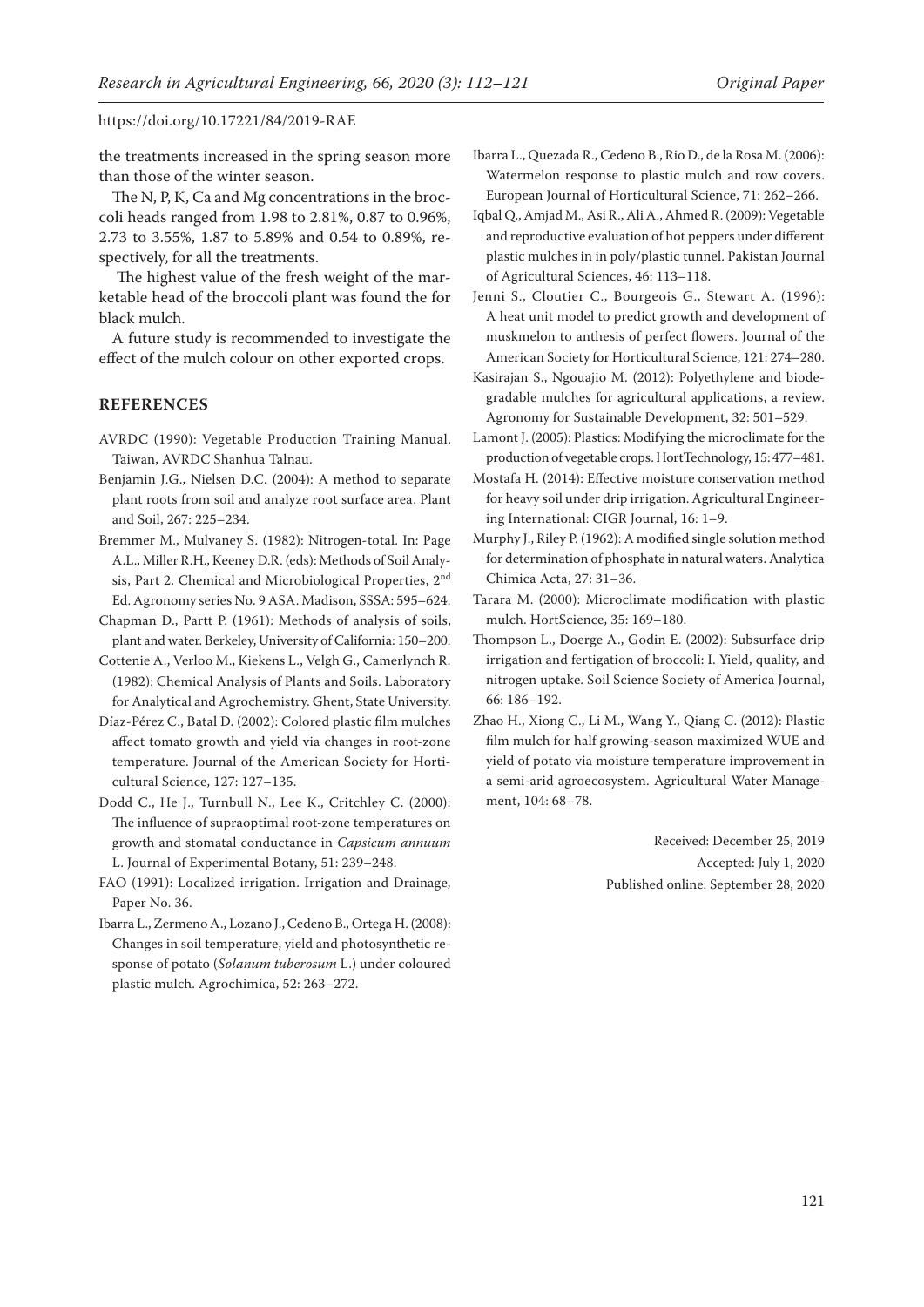the treatments increased in the spring season more than those of the winter season.

The N, P, K, Ca and Mg concentrations in the broccoli heads ranged from 1.98 to 2.81%, 0.87 to 0.96%, 2.73 to 3.55%, 1.87 to 5.89% and 0.54 to 0.89%, respectively, for all the treatments.

The highest value of the fresh weight of the marketable head of the broccoli plant was found the for black mulch.

A future study is recommended to investigate the effect of the mulch colour on other exported crops.

## REFERENCES

AVRDC (1990): Vegetable Production Training Manual. Taiwan, AVRDC Shanhua Talnau.

Benjamin J.G., Nielsen D.C. (2004): A method to separate plant roots from soil and analyze root surface area. Plant and Soil, 267: 225–234.

Bremmer M., Mulvaney S. (1982): Nitrogen-total. In: Page A.L., Miller R.H., Keeney D.R. (eds): Methods of Soil Analysis, Part 2. Chemical and Microbiological Properties, 2nd Ed. Agronomy series No. 9 ASA. Madison, SSSA: 595–624.

Chapman D., Partt P. (1961): Methods of analysis of soils, plant and water. Berkeley, University of California: 150–200.

Cottenie A., Verloo M., Kiekens L., Velgh G., Camerlynch R. (1982): Chemical Analysis of Plants and Soils. Laboratory for Analytical and Agrochemistry. Ghent, State University.

Díaz-Pérez C., Batal D. (2002): Colored plastic film mulches affect tomato growth and yield via changes in root-zone temperature. Journal of the American Society for Horticultural Science, 127: 127–135.

Dodd C., He J., Turnbull N., Lee K., Critchley C. (2000): The influence of supraoptimal root-zone temperatures on growth and stomatal conductance in *Capsicum annuum* L. Journal of Experimental Botany, 51: 239–248.

FAO (1991): Localized irrigation. Irrigation and Drainage, Paper No. 36.

Ibarra L., Zermeno A., Lozano J., Cedeno B., Ortega H. (2008): Changes in soil temperature, yield and photosynthetic response of potato (*Solanum tuberosum* L.) under coloured plastic mulch. Agrochimica, 52: 263–272.

Ibarra L., Quezada R., Cedeno B., Rio D., de la Rosa M. (2006): Watermelon response to plastic mulch and row covers. European Journal of Horticultural Science, 71: 262–266.

Iqbal Q., Amjad M., Asi R., Ali A., Ahmed R. (2009): Vegetable and reproductive evaluation of hot peppers under different plastic mulches in in poly/plastic tunnel. Pakistan Journal of Agricultural Sciences, 46: 113–118.

Jenni S., Cloutier C., Bourgeois G., Stewart A. (1996): A heat unit model to predict growth and development of muskmelon to anthesis of perfect flowers. Journal of the American Society for Horticultural Science, 121: 274–280.

Kasirajan S., Ngouajio M. (2012): Polyethylene and biodegradable mulches for agricultural applications, a review. Agronomy for Sustainable Development, 32: 501–529.

Lamont J. (2005): Plastics: Modifying the microclimate for the production of vegetable crops. HortTechnology, 15: 477–481.

Mostafa H. (2014): Effective moisture conservation method for heavy soil under drip irrigation. Agricultural Engineering International: CIGR Journal, 16: 1–9.

Murphy J., Riley P. (1962): A modified single solution method for determination of phosphate in natural waters. Analytica Chimica Acta, 27: 31–36.

Tarara M. (2000): Microclimate modification with plastic mulch. HortScience, 35: 169–180.

Thompson L., Doerge A., Godin E. (2002): Subsurface drip irrigation and fertigation of broccoli: I. Yield, quality, and nitrogen uptake. Soil Science Society of America Journal, 66: 186–192.

Zhao H., Xiong C., Li M., Wang Y., Qiang C. (2012): Plastic film mulch for half growing-season maximized WUE and yield of potato via moisture temperature improvement in a semi-arid agroecosystem. Agricultural Water Management, 104: 68–78.

Received: December 25, 2019
Accepted: July 1, 2020
Published online: September 28, 2020